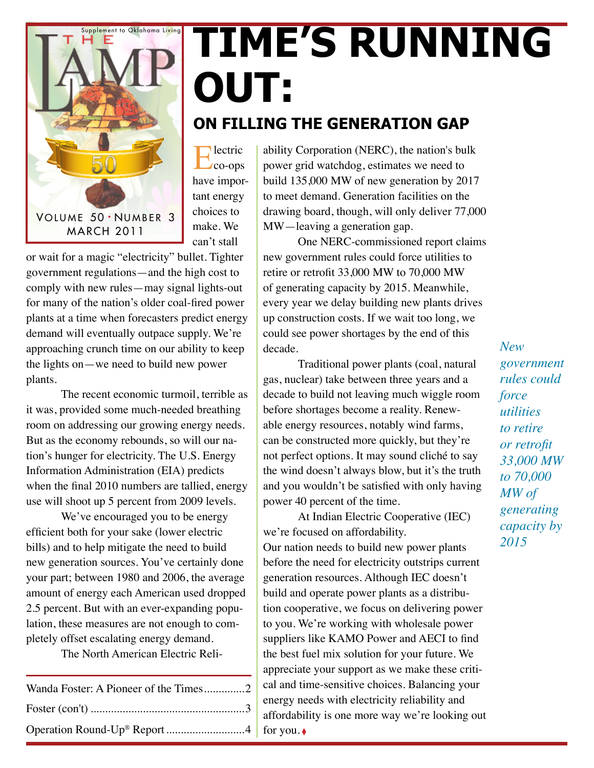Supplement to Oklahoma Living

THE LAMP

VOLUME 50 · NUMBER 3
MARCH 2011

# TIME'S RUNNING OUT:

## ON FILLING THE GENERATION GAP

Electric co-ops have important energy choices to make. We can't stall or wait for a magic "electricity" bullet. Tighter government regulations—and the high cost to comply with new rules—may signal lights-out for many of the nation's older coal-fired power plants at a time when forecasters predict energy demand will eventually outpace supply. We're approaching crunch time on our ability to keep the lights on—we need to build new power plants.

The recent economic turmoil, terrible as it was, provided some much-needed breathing room on addressing our growing energy needs. But as the economy rebounds, so will our nation's hunger for electricity. The U.S. Energy Information Administration (EIA) predicts when the final 2010 numbers are tallied, energy use will shoot up 5 percent from 2009 levels.

We've encouraged you to be energy efficient both for your sake (lower electric bills) and to help mitigate the need to build new generation sources. You've certainly done your part; between 1980 and 2006, the average amount of energy each American used dropped 2.5 percent. But with an ever-expanding population, these measures are not enough to completely offset escalating energy demand.

The North American Electric Reliability Corporation (NERC), the nation's bulk power grid watchdog, estimates we need to build 135,000 MW of new generation by 2017 to meet demand. Generation facilities on the drawing board, though, will only deliver 77,000 MW—leaving a generation gap.

One NERC-commissioned report claims new government rules could force utilities to retire or retrofit 33,000 MW to 70,000 MW of generating capacity by 2015. Meanwhile, every year we delay building new plants drives up construction costs. If we wait too long, we could see power shortages by the end of this decade.

Traditional power plants (coal, natural gas, nuclear) take between three years and a decade to build not leaving much wiggle room before shortages become a reality. Renewable energy resources, notably wind farms, can be constructed more quickly, but they're not perfect options. It may sound cliché to say the wind doesn't always blow, but it's the truth and you wouldn't be satisfied with only having power 40 percent of the time.

At Indian Electric Cooperative (IEC) we're focused on affordability. Our nation needs to build new power plants before the need for electricity outstrips current generation resources. Although IEC doesn't build and operate power plants as a distribution cooperative, we focus on delivering power to you. We're working with wholesale power suppliers like KAMO Power and AECI to find the best fuel mix solution for your future. We appreciate your support as we make these critical and time-sensitive choices. Balancing your energy needs with electricity reliability and affordability is one more way we're looking out for you. ♦

*New government rules could force utilities to retire or retrofit 33,000 MW to 70,000 MW of generating capacity by 2015*

| | |
|---|---|
| Wanda Foster: A Pioneer of the Times | 2 |
| Foster (con't) | 3 |
| Operation Round-Up® Report | 4 |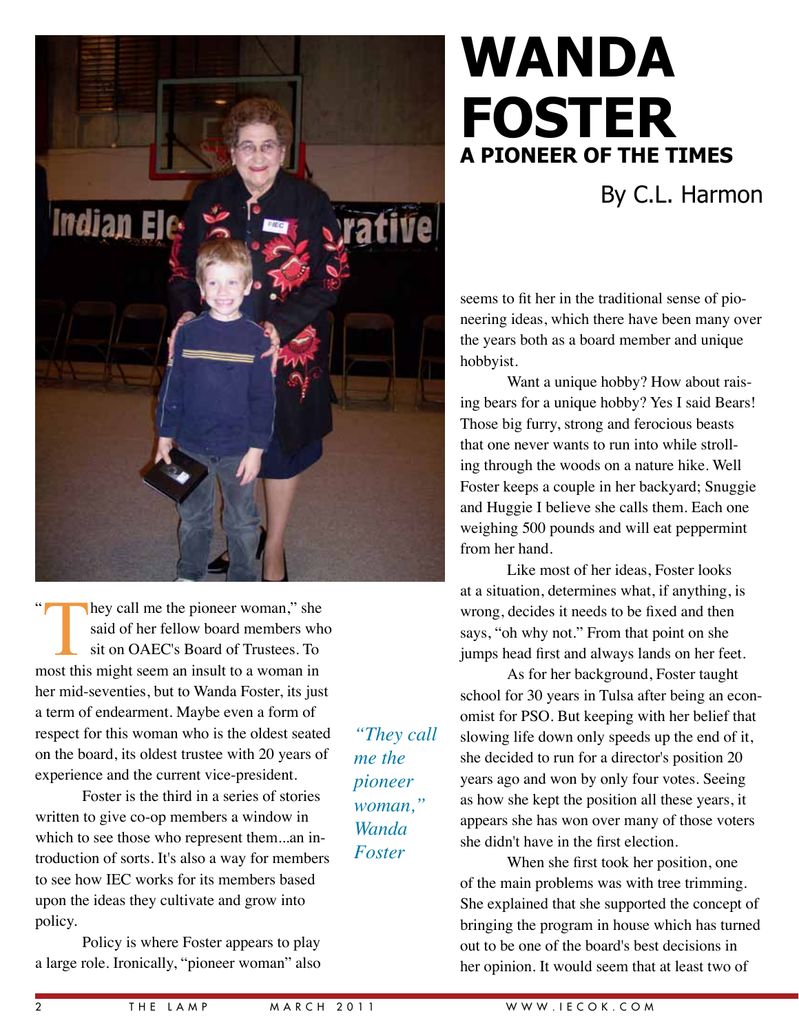# WANDA FOSTER

## A PIONEER OF THE TIMES

By C.L. Harmon

"They call me the pioneer woman," she said of her fellow board members who sit on OAEC's Board of Trustees. To most this might seem an insult to a woman in her mid-seventies, but to Wanda Foster, its just a term of endearment. Maybe even a form of respect for this woman who is the oldest seated on the board, its oldest trustee with 20 years of experience and the current vice-president.

Foster is the third in a series of stories written to give co-op members a window in which to see those who represent them...an introduction of sorts. It's also a way for members to see how IEC works for its members based upon the ideas they cultivate and grow into policy.

*"They call me the pioneer woman," Wanda Foster*

Policy is where Foster appears to play a large role. Ironically, "pioneer woman" also seems to fit her in the traditional sense of pioneering ideas, which there have been many over the years both as a board member and unique hobbyist.

Want a unique hobby? How about raising bears for a unique hobby? Yes I said Bears! Those big furry, strong and ferocious beasts that one never wants to run into while strolling through the woods on a nature hike. Well Foster keeps a couple in her backyard; Snuggie and Huggie I believe she calls them. Each one weighing 500 pounds and will eat peppermint from her hand.

Like most of her ideas, Foster looks at a situation, determines what, if anything, is wrong, decides it needs to be fixed and then says, "oh why not." From that point on she jumps head first and always lands on her feet.

As for her background, Foster taught school for 30 years in Tulsa after being an economist for PSO. But keeping with her belief that slowing life down only speeds up the end of it, she decided to run for a director's position 20 years ago and won by only four votes. Seeing as how she kept the position all these years, it appears she has won over many of those voters she didn't have in the first election.

When she first took her position, one of the main problems was with tree trimming. She explained that she supported the concept of bringing the program in house which has turned out to be one of the board's best decisions in her opinion. It would seem that at least two of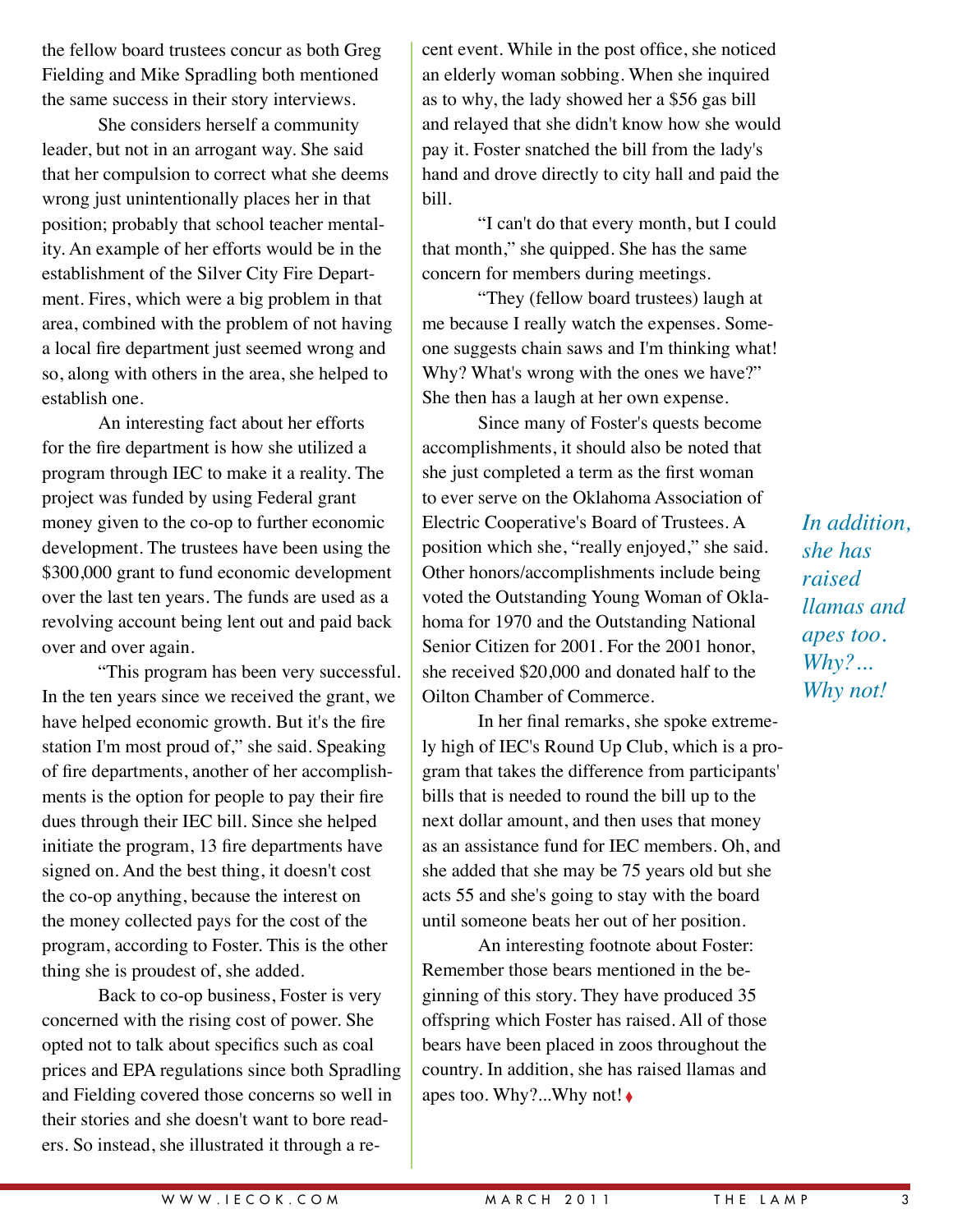the fellow board trustees concur as both Greg Fielding and Mike Spradling both mentioned the same success in their story interviews.

She considers herself a community leader, but not in an arrogant way. She said that her compulsion to correct what she deems wrong just unintentionally places her in that position; probably that school teacher mentality. An example of her efforts would be in the establishment of the Silver City Fire Department. Fires, which were a big problem in that area, combined with the problem of not having a local fire department just seemed wrong and so, along with others in the area, she helped to establish one.

An interesting fact about her efforts for the fire department is how she utilized a program through IEC to make it a reality. The project was funded by using Federal grant money given to the co-op to further economic development. The trustees have been using the $300,000 grant to fund economic development over the last ten years. The funds are used as a revolving account being lent out and paid back over and over again.

"This program has been very successful. In the ten years since we received the grant, we have helped economic growth. But it's the fire station I'm most proud of," she said. Speaking of fire departments, another of her accomplishments is the option for people to pay their fire dues through their IEC bill. Since she helped initiate the program, 13 fire departments have signed on. And the best thing, it doesn't cost the co-op anything, because the interest on the money collected pays for the cost of the program, according to Foster. This is the other thing she is proudest of, she added.

Back to co-op business, Foster is very concerned with the rising cost of power. She opted not to talk about specifics such as coal prices and EPA regulations since both Spradling and Fielding covered those concerns so well in their stories and she doesn't want to bore readers. So instead, she illustrated it through a recent event. While in the post office, she noticed an elderly woman sobbing. When she inquired as to why, the lady showed her a $56 gas bill and relayed that she didn't know how she would pay it. Foster snatched the bill from the lady's hand and drove directly to city hall and paid the bill.

"I can't do that every month, but I could that month," she quipped. She has the same concern for members during meetings.

"They (fellow board trustees) laugh at me because I really watch the expenses. Someone suggests chain saws and I'm thinking what! Why? What's wrong with the ones we have?" She then has a laugh at her own expense.

Since many of Foster's quests become accomplishments, it should also be noted that she just completed a term as the first woman to ever serve on the Oklahoma Association of Electric Cooperative's Board of Trustees. A position which she, "really enjoyed," she said. Other honors/accomplishments include being voted the Outstanding Young Woman of Oklahoma for 1970 and the Outstanding National Senior Citizen for 2001. For the 2001 honor, she received $20,000 and donated half to the Oilton Chamber of Commerce.

In her final remarks, she spoke extremely high of IEC's Round Up Club, which is a program that takes the difference from participants' bills that is needed to round the bill up to the next dollar amount, and then uses that money as an assistance fund for IEC members. Oh, and she added that she may be 75 years old but she acts 55 and she's going to stay with the board until someone beats her out of her position.

An interesting footnote about Foster: Remember those bears mentioned in the beginning of this story. They have produced 35 offspring which Foster has raised. All of those bears have been placed in zoos throughout the country. In addition, she has raised llamas and apes too. Why?...Why not! ♦

*In addition, she has raised llamas and apes too. Why?... Why not!*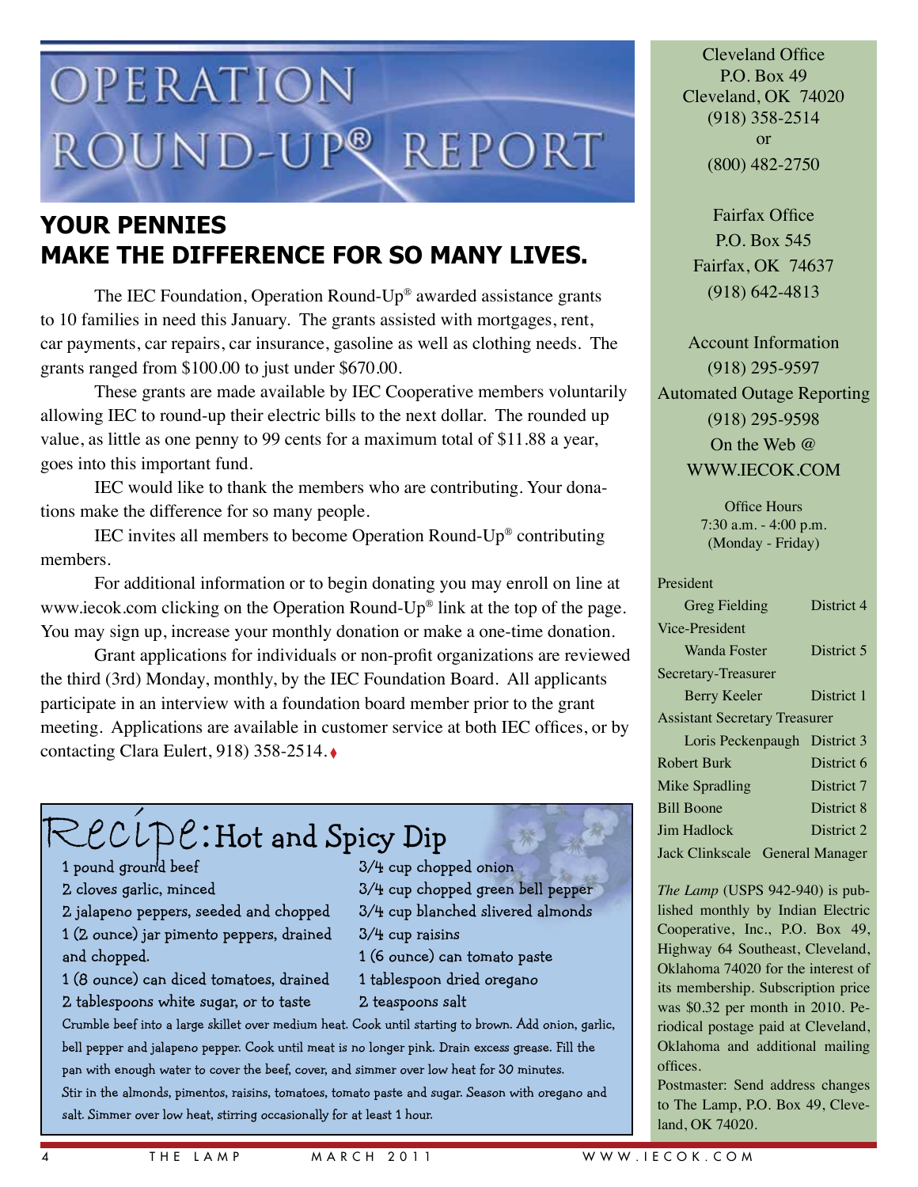# OPERATION ROUND-UP® REPORT

## YOUR PENNIES MAKE THE DIFFERENCE FOR SO MANY LIVES.

The IEC Foundation, Operation Round-Up® awarded assistance grants to 10 families in need this January. The grants assisted with mortgages, rent, car payments, car repairs, car insurance, gasoline as well as clothing needs. The grants ranged from $100.00 to just under $670.00.

These grants are made available by IEC Cooperative members voluntarily allowing IEC to round-up their electric bills to the next dollar. The rounded up value, as little as one penny to 99 cents for a maximum total of $11.88 a year, goes into this important fund.

IEC would like to thank the members who are contributing. Your donations make the difference for so many people.

IEC invites all members to become Operation Round-Up® contributing members.

For additional information or to begin donating you may enroll on line at www.iecok.com clicking on the Operation Round-Up® link at the top of the page. You may sign up, increase your monthly donation or make a one-time donation.

Grant applications for individuals or non-profit organizations are reviewed the third (3rd) Monday, monthly, by the IEC Foundation Board. All applicants participate in an interview with a foundation board member prior to the grant meeting. Applications are available in customer service at both IEC offices, or by contacting Clara Eulert, 918) 358-2514.♦

## Recipe: Hot and Spicy Dip

- 1 pound ground beef
- 2 cloves garlic, minced
- 2 jalapeno peppers, seeded and chopped
- 1 (2 ounce) jar pimento peppers, drained and chopped.
- 1 (8 ounce) can diced tomatoes, drained
- 2 tablespoons white sugar, or to taste
- 3/4 cup chopped onion
- 3/4 cup chopped green bell pepper
- 3/4 cup blanched slivered almonds
- 3/4 cup raisins
- 1 (6 ounce) can tomato paste
- 1 tablespoon dried oregano
- 2 teaspoons salt

Crumble beef into a large skillet over medium heat. Cook until starting to brown. Add onion, garlic, bell pepper and jalapeno pepper. Cook until meat is no longer pink. Drain excess grease. Fill the pan with enough water to cover the beef, cover, and simmer over low heat for 30 minutes. Stir in the almonds, pimentos, raisins, tomatoes, tomato paste and sugar. Season with oregano and salt. Simmer over low heat, stirring occasionally for at least 1 hour.

---

Cleveland Office
P.O. Box 49
Cleveland, OK 74020
(918) 358-2514
or
(800) 482-2750

Fairfax Office
P.O. Box 545
Fairfax, OK 74637
(918) 642-4813

Account Information
(918) 295-9597
Automated Outage Reporting
(918) 295-9598
On the Web @
WWW.IECOK.COM

Office Hours
7:30 a.m. - 4:00 p.m.
(Monday - Friday)

| | |
|---|---|
| President | |
| Greg Fielding | District 4 |
| Vice-President | |
| Wanda Foster | District 5 |
| Secretary-Treasurer | |
| Berry Keeler | District 1 |
| Assistant Secretary Treasurer | |
| Loris Peckenpaugh | District 3 |
| Robert Burk | District 6 |
| Mike Spradling | District 7 |
| Bill Boone | District 8 |
| Jim Hadlock | District 2 |
| Jack Clinkscale | General Manager |

*The Lamp* (USPS 942-940) is published monthly by Indian Electric Cooperative, Inc., P.O. Box 49, Highway 64 Southeast, Cleveland, Oklahoma 74020 for the interest of its membership. Subscription price was $0.32 per month in 2010. Periodical postage paid at Cleveland, Oklahoma and additional mailing offices.

Postmaster: Send address changes to The Lamp, P.O. Box 49, Cleveland, OK 74020.